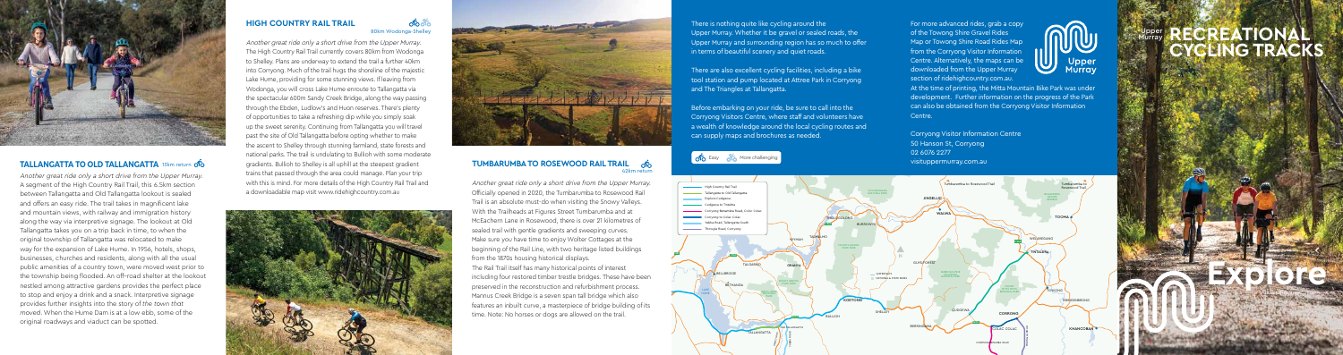## TALLANGATTA TO OLD TALLANGATTA

13km return

*Another great ride only a short drive from the Upper Murray.*

A segment of the High Country Rail Trail, this 6.5km section between Tallangatta and Old Tallangatta lookout is sealed and offers an easy ride. The trail takes in magnificent lake and mountain views, with railway and immigration history along the way via interpretive signage. The lookout at Old Tallangatta takes you on a trip back in time, to when the original township of Tallangatta was relocated to make way for the expansion of Lake Hume. In 1956, hotels, shops, businesses, churches and residents, along with all the usual public amenities of a country town, were moved west prior to the township being flooded. An off-road shelter at the lookout nestled among attractive gardens provides the perfect place to stop and enjoy a drink and a snack. Interpretive signage provides further insights into the story of *the town that moved*. When the Hume Dam is at a low ebb, some of the original roadways and viaduct can be spotted.

## HIGH COUNTRY RAIL TRAIL

80km Wodonga-Shelley

*Another great ride only a short drive from the Upper Murray.*

The High Country Rail Trail currently covers 80km from Wodonga to Shelley. Plans are underway to extend the trail a further 40km into Corryong. Much of the trail hugs the shoreline of the majestic Lake Hume, providing for some stunning views. If leaving from Wodonga, you will cross Lake Hume enroute to Tallangatta via the spectacular 600m Sandy Creek Bridge, along the way passing through the Ebden, Ludlow's and Huon reserves. There's plenty of opportunities to take a refreshing dip while you simply soak up the sweet serenity. Continuing from Tallangatta you will travel past the site of Old Tallangatta before opting whether to make the ascent to Shelley through stunning farmland, state forests and national parks. The trail is undulating to Bullioh with some moderate gradients. Bullioh to Shelley is all uphill at the steepest gradient trains that passed through the area could manage. Plan your trip with this is mind. For more details of the High Country Rail Trail and a downloadable map visit www.ridehighcountry.com.au

## TUMBARUMBA TO ROSEWOOD RAIL TRAIL

42km return

*Another great ride only a short drive from the Upper Murray.*

Officially opened in 2020, the Tumbarumba to Rosewood Rail Trail is an absolute must-do when visiting the Snowy Valleys. With the Trailheads at Figures Street Tumbarumba and at McEachern Lane in Rosewood, there is over 21 kilometres of sealed trail with gentle gradients and sweeping curves. Make sure you have time to enjoy Wolter Cottages at the beginning of the Rail Line, with two heritage listed buildings from the 1870s housing historical displays.

The Rail Trail itself has many historical points of interest including four restored timber trestle bridges. These have been preserved in the reconstruction and refurbishment process. Mannus Creek Bridge is a seven span tall bridge which also features an inbuilt curve, a masterpiece of bridge building of its time. Note: No horses or dogs are allowed on the trail.

There is nothing quite like cycling around the Upper Murray. Whether it be gravel or sealed roads, the Upper Murray and surrounding region has so much to offer in terms of beautiful scenery and quiet roads.

There are also excellent cycling facilities, including a bike tool station and pump located at Attree Park in Corryong and The Triangles at Tallangatta.

Before embarking on your ride, be sure to call into the Corryong Visitors Centre, where staff and volunteers have a wealth of knowledge around the local cycling routes and can supply maps and brochures as needed.

Easy | More challenging

For more advanced rides, grab a copy of the Towong Shire Gravel Rides Map or Towong Shire Road Rides Map from the Corryong Visitor Information Centre. Alternatively, the maps can be downloaded from the Upper Murray section of ridehighcountry.com.au.

At the time of printing, the Mitta Mountain Bike Park was under development. Further information on the progress of the Park can also be obtained from the Corryong Visitor Information Centre.

Corryong Visitor Information Centre
50 Hanson St, Corryong
02 6076 2277
visituppermurray.com.au

- High Country Rail Trail
- Tallangatta to Old Tallangatta
- Explore Cudgewa
- Cudgewa to Tintaldra
- Corryong Nariel Rd, Colac Colac
- Corryong to Colac Colac
- Talbot Road, Tallangatta South
- Thowgla Road, Corryong

# Upper Murray RECREATIONAL CYCLING TRACKS

# Explore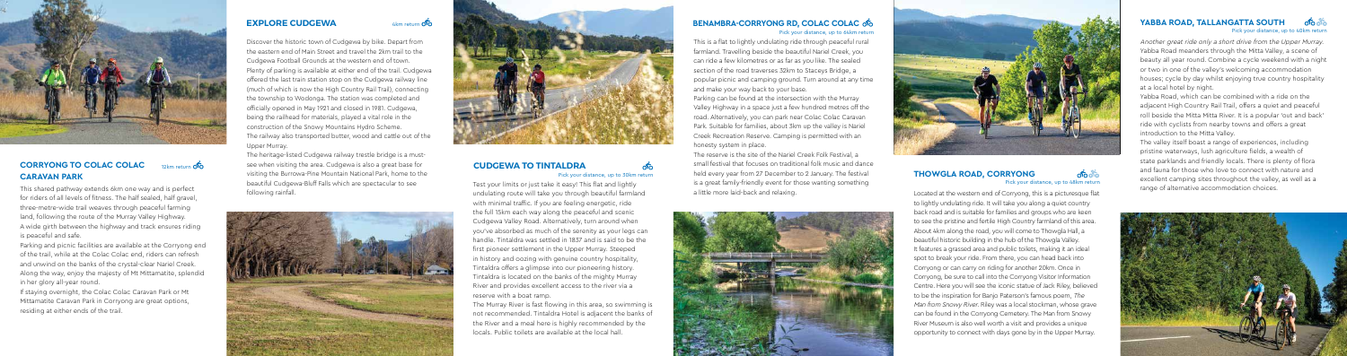## CORRYONG TO COLAC COLAC CARAVAN PARK

12km return

This shared pathway extends 6km one way and is perfect for riders of all levels of fitness. The half sealed, half gravel, three-metre-wide trail weaves through peaceful farming land, following the route of the Murray Valley Highway. A wide girth between the highway and track ensures riding is peaceful and safe.

Parking and picnic facilities are available at the Corryong end of the trail, while at the Colac Colac end, riders can refresh and unwind on the banks of the crystal-clear Nariel Creek. Along the way, enjoy the majesty of Mt Mittamatite, splendid in her glory all-year round.

If staying overnight, the Colac Colac Caravan Park or Mt Mittamatite Caravan Park in Corryong are great options, residing at either ends of the trail.

## EXPLORE CUDGEWA

4km return

Discover the historic town of Cudgewa by bike. Depart from the eastern end of Main Street and travel the 2km trail to the Cudgewa Football Grounds at the western end of town. Plenty of parking is available at either end of the trail. Cudgewa offered the last train station stop on the Cudgewa railway line (much of which is now the High Country Rail Trail), connecting the township to Wodonga. The station was completed and officially opened in May 1921 and closed in 1981. Cudgewa, being the railhead for materials, played a vital role in the construction of the Snowy Mountains Hydro Scheme. The railway also transported butter, wood and cattle out of the Upper Murray.

The heritage-listed Cudgewa railway trestle bridge is a must-see when visiting the area. Cudgewa is also a great base for visiting the Burrowa-Pine Mountain National Park, home to the beautiful Cudgewa-Bluff Falls which are spectacular to see following rainfall.

## CUDGEWA TO TINTALDRA

Pick your distance, up to 30km return

Test your limits or just take it easy! This flat and lightly undulating route will take you through beautiful farmland with minimal traffic. If you are feeling energetic, ride the full 15km each way along the peaceful and scenic Cudgewa Valley Road. Alternatively, turn around when you've absorbed as much of the serenity as your legs can handle. Tintaldra was settled in 1837 and is said to be the first pioneer settlement in the Upper Murray. Steeped in history and oozing with genuine country hospitality, Tintaldra offers a glimpse into our pioneering history. Tintaldra is located on the banks of the mighty Murray River and provides excellent access to the river via a reserve with a boat ramp.

The Murray River is fast flowing in this area, so swimming is not recommended. Tintaldra Hotel is adjacent the banks of the River and a meal here is highly recommended by the locals. Public toilets are available at the local hall.

## BENAMBRA-CORRYONG RD, COLAC COLAC

Pick your distance, up to 64km return

This is a flat to lightly undulating ride through peaceful rural farmland. Travelling beside the beautiful Nariel Creek, you can ride a few kilometres or as far as you like. The sealed section of the road traverses 32km to Staceys Bridge, a popular picnic and camping ground. Turn around at any time and make your way back to your base.

Parking can be found at the intersection with the Murray Valley Highway in a space just a few hundred metres off the road. Alternatively, you can park near Colac Colac Caravan Park. Suitable for families, about 3km up the valley is Nariel Creek Recreation Reserve. Camping is permitted with an honesty system in place.

The reserve is the site of the Nariel Creek Folk Festival, a small festival that focuses on traditional folk music and dance held every year from 27 December to 2 January. The festival is a great family-friendly event for those wanting something a little more laid-back and relaxing.

## THOWGLA ROAD, CORRYONG

Pick your distance, up to 48km return

Located at the western end of Corryong, this is a picturesque flat to lightly undulating ride. It will take you along a quiet country back road and is suitable for families and groups who are keen to see the pristine and fertile High Country farmland of this area. About 4km along the road, you will come to Thowgla Hall, a beautiful historic building in the hub of the Thowgla Valley. It features a grassed area and public toilets, making it an ideal spot to break your ride. From there, you can head back into Corryong or can carry on riding for another 20km. Once in Corryong, be sure to call into the Corryong Visitor Information Centre. Here you will see the iconic statue of Jack Riley, believed to be the inspiration for Banjo Paterson's famous poem, *The Man from Snowy River*. Riley was a local stockman, whose grave can be found in the Corryong Cemetery. The Man from Snowy River Museum is also well worth a visit and provides a unique opportunity to connect with days gone by in the Upper Murray.

## YABBA ROAD, TALLANGATTA SOUTH

Pick your distance, up to 40km return

*Another great ride only a short drive from the Upper Murray.* Yabba Road meanders through the Mitta Valley, a scene of beauty all year round. Combine a cycle weekend with a night or two in one of the valley's welcoming accommodation houses; cycle by day whilst enjoying true country hospitality at a local hotel by night.

Yabba Road, which can be combined with a ride on the adjacent High Country Rail Trail, offers a quiet and peaceful roll beside the Mitta Mitta River. It is a popular 'out and back' ride with cyclists from nearby towns and offers a great introduction to the Mitta Valley.

The valley itself boast a range of experiences, including pristine waterways, lush agriculture fields, a wealth of state parklands and friendly locals. There is plenty of flora and fauna for those who love to connect with nature and excellent camping sites throughout the valley, as well as a range of alternative accommodation choices.